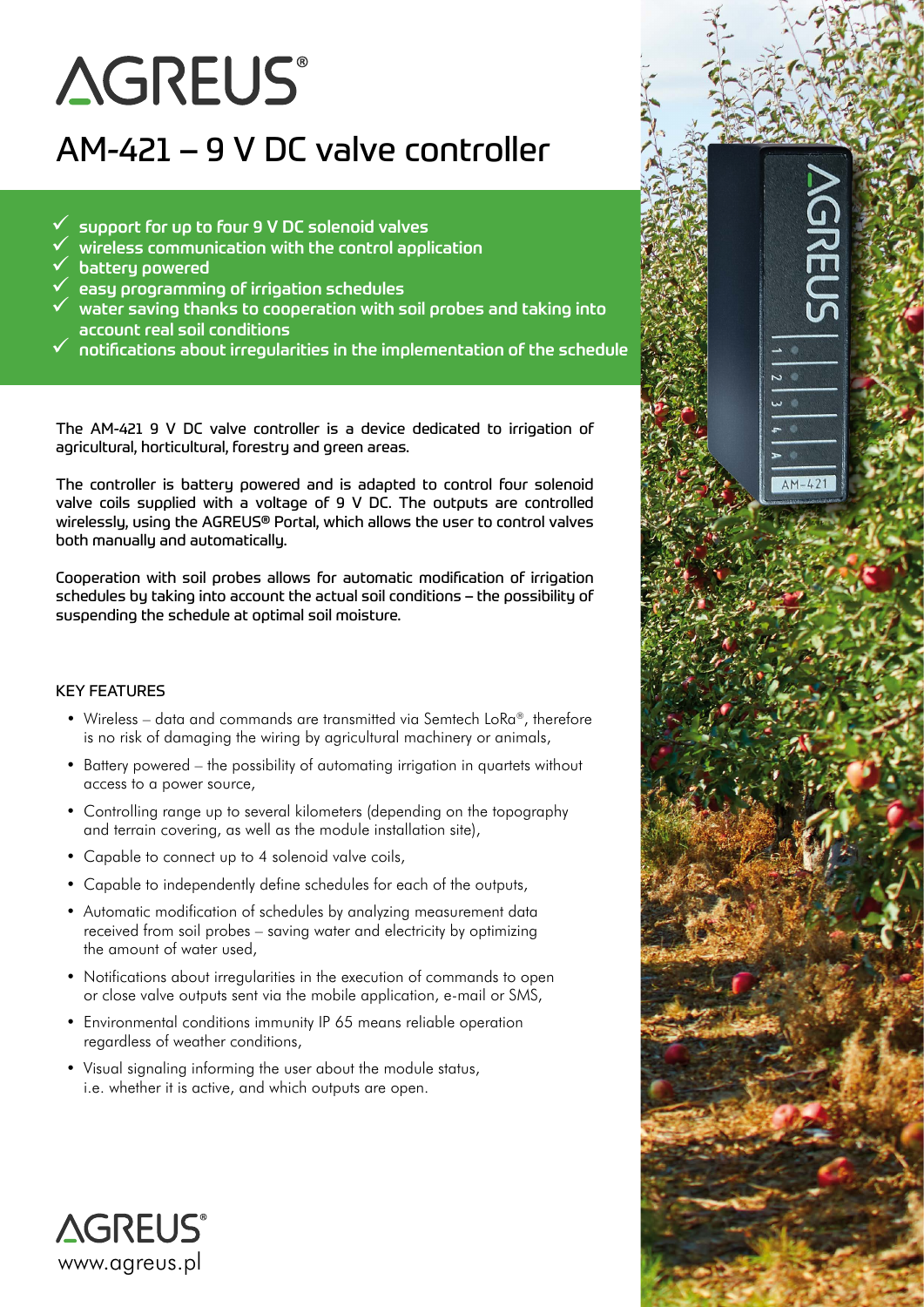# AGREUS®

## AM-421 – 9 V DC valve controller

- ✓ support for up to four 9 V DC solenoid valves
- ✓ wireless communication with the control application
- ✓ battery powered
- ✓ easy programming of irrigation schedules
- ✓ water saving thanks to cooperation with soil probes and taking into account real soil conditions
- ✓ notifications about irregularities in the implementation of the schedule

The AM-421 9 V DC valve controller is a device dedicated to irrigation of agricultural, horticultural, forestry and green areas.

The controller is battery powered and is adapted to control four solenoid valve coils supplied with a voltage of 9 V DC. The outputs are controlled wirelessly, using the AGREUS® Portal, which allows the user to control valves both manually and automatically.

Cooperation with soil probes allows for automatic modification of irrigation schedules by taking into account the actual soil conditions – the possibility of suspending the schedule at optimal soil moisture.

### KEY FEATURES

- Wireless – data and commands are transmitted via Semtech LoRa®, therefore is no risk of damaging the wiring by agricultural machinery or animals,
- Battery powered – the possibility of automating irrigation in quartets without access to a power source,
- Controlling range up to several kilometers (depending on the topography and terrain covering, as well as the module installation site),
- Capable to connect up to 4 solenoid valve coils,
- Capable to independently define schedules for each of the outputs,
- Automatic modification of schedules by analyzing measurement data received from soil probes – saving water and electricity by optimizing the amount of water used,
- Notifications about irregularities in the execution of commands to open or close valve outputs sent via the mobile application, e-mail or SMS,
- Environmental conditions immunity IP 65 means reliable operation regardless of weather conditions,
- Visual signaling informing the user about the module status, i.e. whether it is active, and which outputs are open.

AGREUS®
www.agreus.pl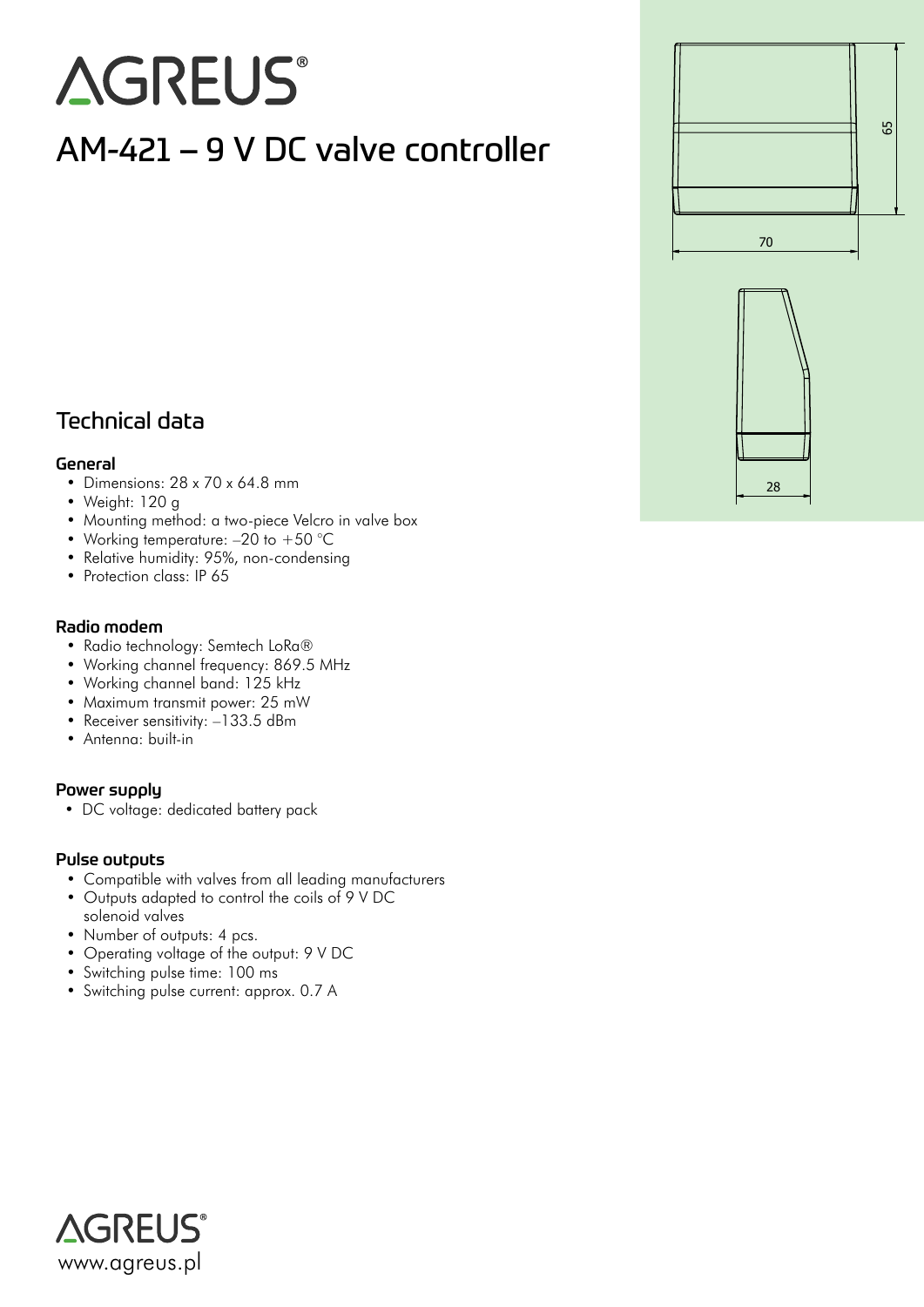# AGREUS®

## AM-421 – 9 V DC valve controller

65

70

28

## Technical data

### General

- Dimensions: 28 x 70 x 64.8 mm
- Weight: 120 g
- Mounting method: a two-piece Velcro in valve box
- Working temperature: –20 to +50 °C
- Relative humidity: 95%, non-condensing
- Protection class: IP 65

### Radio modem

- Radio technology: Semtech LoRa®
- Working channel frequency: 869.5 MHz
- Working channel band: 125 kHz
- Maximum transmit power: 25 mW
- Receiver sensitivity: –133.5 dBm
- Antenna: built-in

### Power supply

- DC voltage: dedicated battery pack

### Pulse outputs

- Compatible with valves from all leading manufacturers
- Outputs adapted to control the coils of 9 V DC solenoid valves
- Number of outputs: 4 pcs.
- Operating voltage of the output: 9 V DC
- Switching pulse time: 100 ms
- Switching pulse current: approx. 0.7 A

AGREUS®
www.agreus.pl